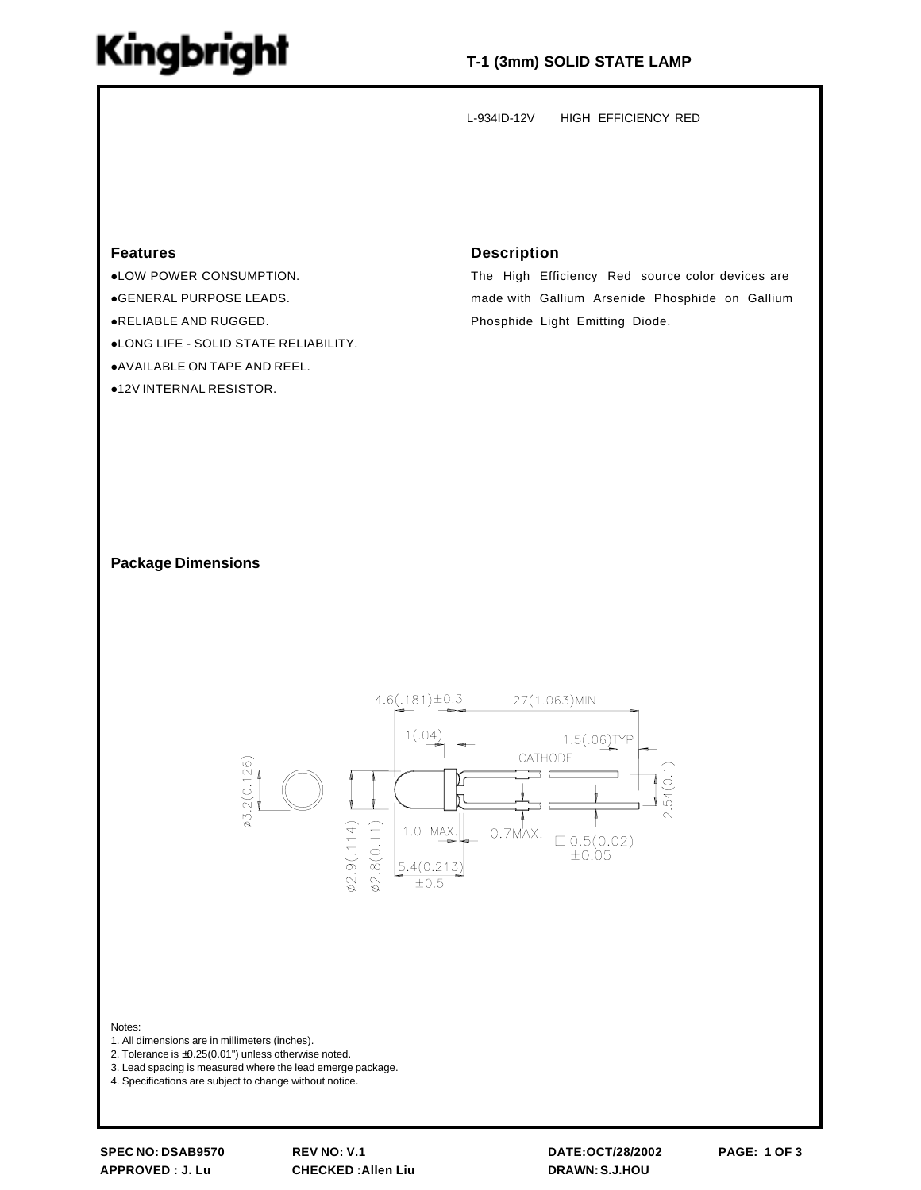# Kingbright

**T-1 (3mm) SOLID STATE LAMP**

L-934ID-12V HIGH EFFICIENCY RED

## Features

- LOW POWER CONSUMPTION.
- GENERAL PURPOSE LEADS.
- RELIABLE AND RUGGED.
- LONG LIFE - SOLID STATE RELIABILITY.
- AVAILABLE ON TAPE AND REEL.
- 12V INTERNAL RESISTOR.

## Description

The High Efficiency Red source color devices are made with Gallium Arsenide Phosphide on Gallium Phosphide Light Emitting Diode.

## Package Dimensions

Notes:

1. All dimensions are in millimeters (inches).
2. Tolerance is ±0.25(0.01") unless otherwise noted.
3. Lead spacing is measured where the lead emerge package.
4. Specifications are subject to change without notice.

SPEC NO: DSAB9570 REV NO: V.1 DATE:OCT/28/2002

APPROVED : J. Lu CHECKED :Allen Liu DRAWN: S.J.HOU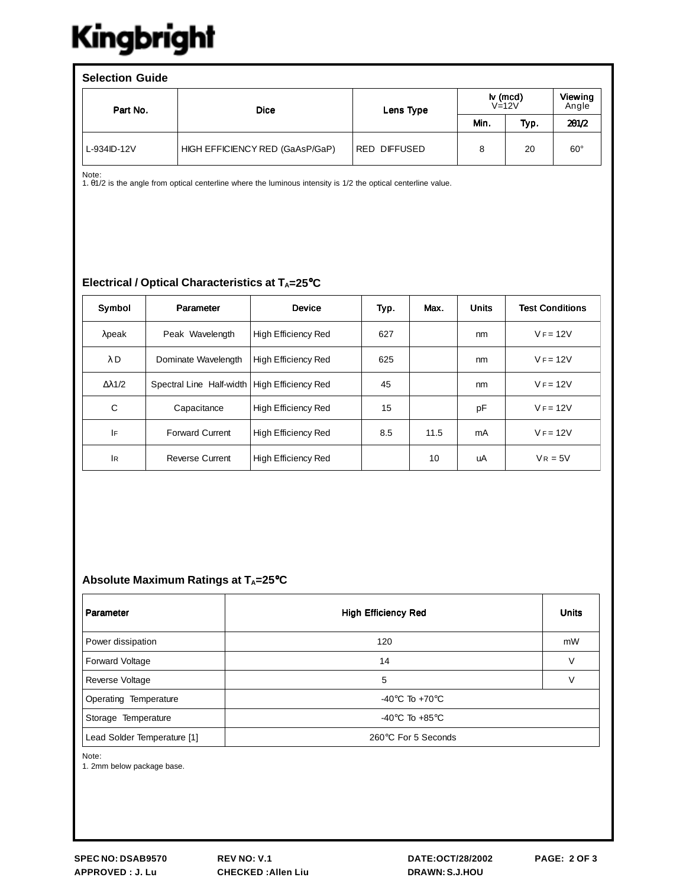Kingbright

## Selection Guide

| Part No. | Dice | Lens Type | Iv (mcd) V=12V | | Viewing Angle |
|---|---|---|---|---|---|
| | | | Min. | Typ. | 2θ1/2 |
| L-934ID-12V | HIGH EFFICIENCY RED (GaAsP/GaP) | RED DIFFUSED | 8 | 20 | 60° |

Note:
1. θ1/2 is the angle from optical centerline where the luminous intensity is 1/2 the optical centerline value.

## Electrical / Optical Characteristics at $T_A$=25°C

| Symbol | Parameter | Device | Typ. | Max. | Units | Test Conditions |
|---|---|---|---|---|---|---|
| λpeak | Peak Wavelength | High Efficiency Red | 627 | | nm | $V_F$ = 12V |
| λD | Dominate Wavelength | High Efficiency Red | 625 | | nm | $V_F$ = 12V |
| Δλ1/2 | Spectral Line Half-width | High Efficiency Red | 45 | | nm | $V_F$ = 12V |
| C | Capacitance | High Efficiency Red | 15 | | pF | $V_F$ = 12V |
| $I_F$ | Forward Current | High Efficiency Red | 8.5 | 11.5 | mA | $V_F$ = 12V |
| $I_R$ | Reverse Current | High Efficiency Red | | 10 | uA | $V_R$ = 5V |

## Absolute Maximum Ratings at $T_A$=25°C

| Parameter | High Efficiency Red | Units |
|---|---|---|
| Power dissipation | 120 | mW |
| Forward Voltage | 14 | V |
| Reverse Voltage | 5 | V |
| Operating Temperature | -40°C To +70°C | |
| Storage Temperature | -40°C To +85°C | |
| Lead Solder Temperature [1] | 260°C For 5 Seconds | |

Note:
1. 2mm below package base.

SPEC NO: DSAB9570 REV NO: V.1 DATE:OCT/28/2002
APPROVED : J. Lu CHECKED :Allen Liu DRAWN: S.J.HOU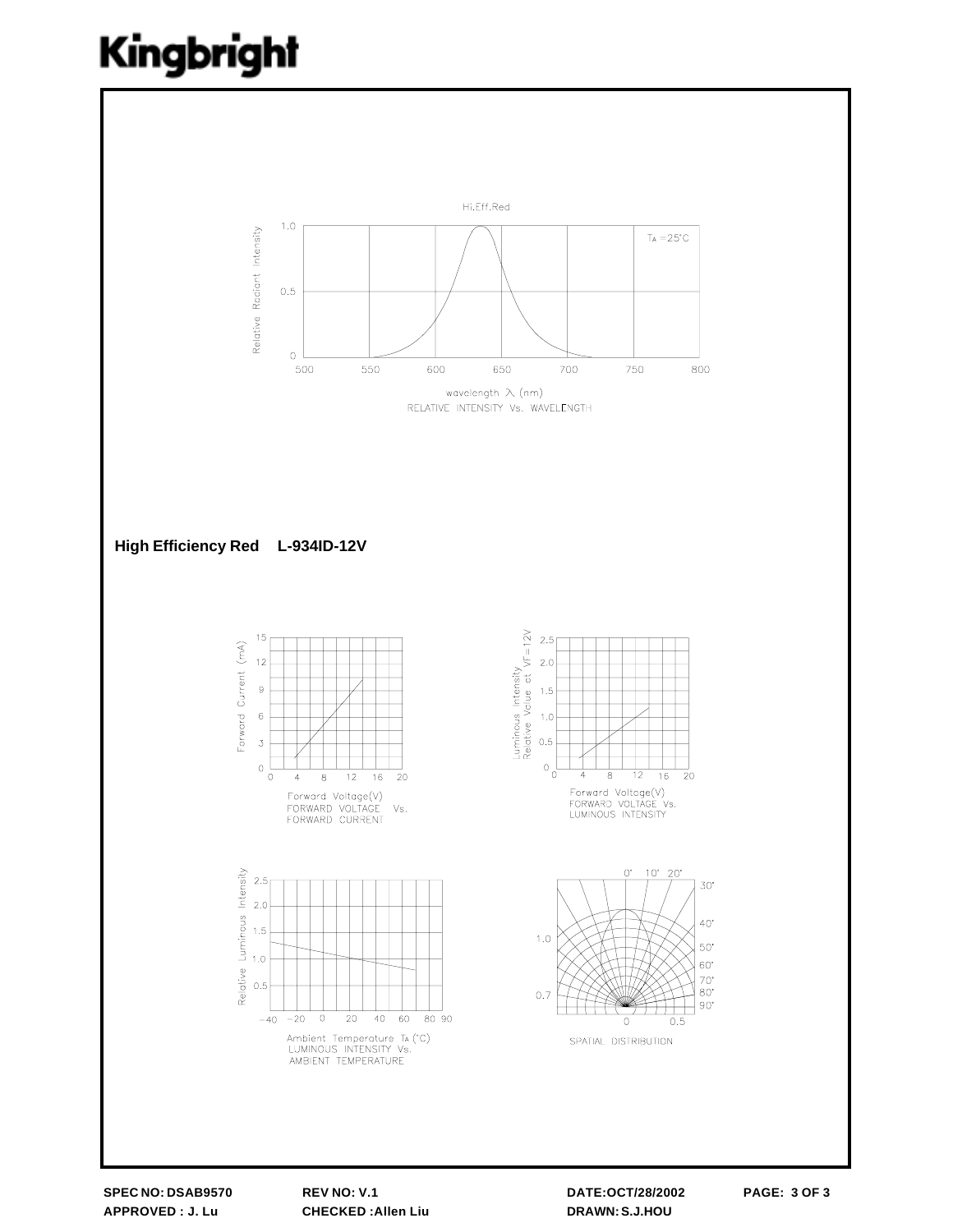Hi.Eff.Red

1.0

0.5

0

Relative Radiant Intensity

$T_A = 25°C$

500 550 600 650 700 750 800

wavelength λ (nm)

RELATIVE INTENSITY Vs. WAVELENGTH

**High Efficiency Red L-934ID-12V**

Forward Current (mA)

15 12 9 6 3 0

0 4 8 12 16 20

Forward Voltage(V)

FORWARD VOLTAGE Vs. FORWARD CURRENT

Luminous Intensity Relative Value at VF=12V

2.5 2.0 1.5 1.0 0.5 0

0 4 8 12 16 20

Forward Voltage(V)

FORWARD VOLTAGE Vs. LUMINOUS INTENSITY

Relative Luminous Intensity

2.5 2.0 1.5 1.0 0.5

−40 −20 0 20 40 60 80 90

Ambient Temperature $T_A$ (°C)

LUMINOUS INTENSITY Vs. AMBIENT TEMPERATURE

0° 10° 20° 30° 40° 50° 60° 70° 80° 90°

1.0

0.7

0 0.5

SPATIAL DISTRIBUTION

SPEC NO: DSAB9570 REV NO: V.1 DATE: OCT/28/2002

APPROVED : J. Lu CHECKED : Allen Liu DRAWN: S.J.HOU